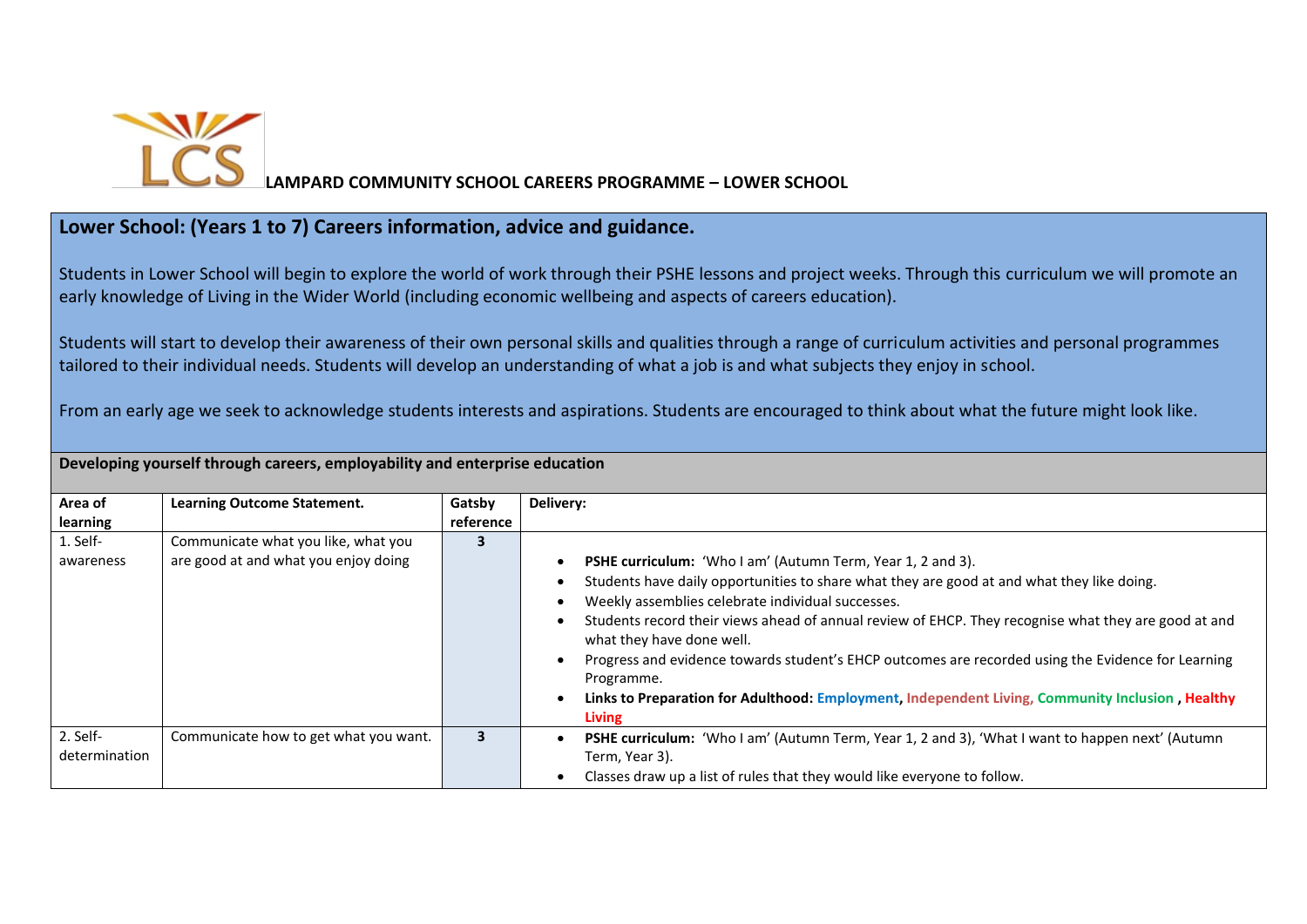# LAMPARD COMMUNITY SCHOOL CAREERS PROGRAMME – LOWER SCHOOL

## Lower School: (Years 1 to 7) Careers information, advice and guidance.

Students in Lower School will begin to explore the world of work through their PSHE lessons and project weeks. Through this curriculum we will promote an early knowledge of Living in the Wider World (including economic wellbeing and aspects of careers education).

Students will start to develop their awareness of their own personal skills and qualities through a range of curriculum activities and personal programmes tailored to their individual needs. Students will develop an understanding of what a job is and what subjects they enjoy in school.

From an early age we seek to acknowledge students interests and aspirations. Students are encouraged to think about what the future might look like.

**Developing yourself through careers, employability and enterprise education**

| Area of learning | Learning Outcome Statement. | Gatsby reference | Delivery: |
|---|---|---|---|
| 1. Self-awareness | Communicate what you like, what you are good at and what you enjoy doing | 3 | • **PSHE curriculum:** 'Who I am' (Autumn Term, Year 1, 2 and 3).<br>• Students have daily opportunities to share what they are good at and what they like doing.<br>• Weekly assemblies celebrate individual successes.<br>• Students record their views ahead of annual review of EHCP. They recognise what they are good at and what they have done well.<br>• Progress and evidence towards student's EHCP outcomes are recorded using the Evidence for Learning Programme.<br>• **Links to Preparation for Adulthood: Employment, Independent Living, Community Inclusion , Healthy Living** |
| 2. Self-determination | Communicate how to get what you want. | 3 | • **PSHE curriculum:** 'Who I am' (Autumn Term, Year 1, 2 and 3), 'What I want to happen next' (Autumn Term, Year 3).<br>• Classes draw up a list of rules that they would like everyone to follow. |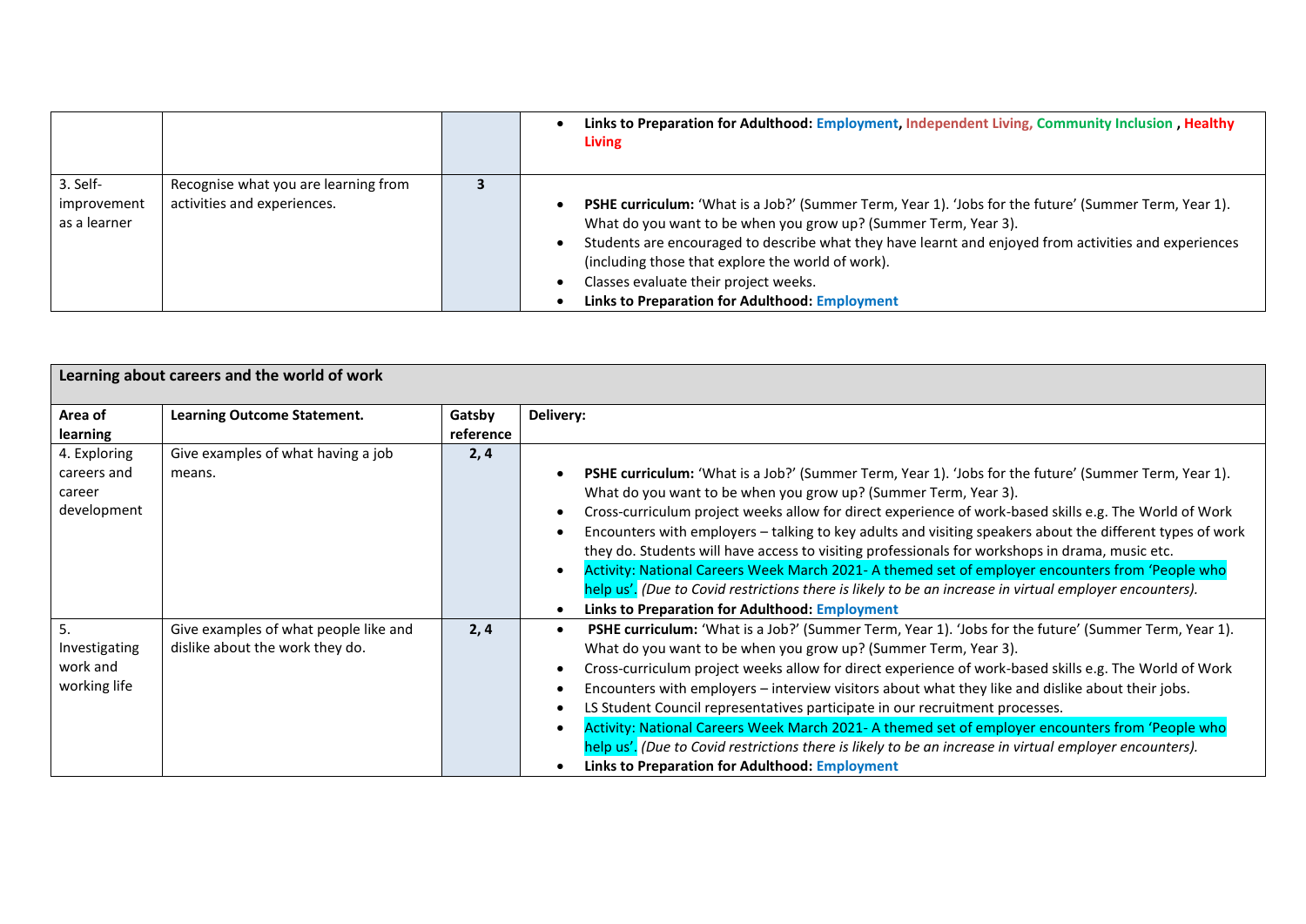| | | | |
|---|---|---|---|
| | | | • **Links to Preparation for Adulthood:** Employment, Independent Living, Community Inclusion , Healthy Living |
| 3. Self-improvement as a learner | Recognise what you are learning from activities and experiences. | **3** | • **PSHE curriculum:** 'What is a Job?' (Summer Term, Year 1). 'Jobs for the future' (Summer Term, Year 1). What do you want to be when you grow up? (Summer Term, Year 3).<br>• Students are encouraged to describe what they have learnt and enjoyed from activities and experiences (including those that explore the world of work).<br>• Classes evaluate their project weeks.<br>• **Links to Preparation for Adulthood:** Employment |

| **Learning about careers and the world of work** | | | |
|---|---|---|---|
| **Area of learning** | **Learning Outcome Statement.** | **Gatsby reference** | **Delivery:** |
| 4. Exploring careers and career development | Give examples of what having a job means. | **2, 4** | • **PSHE curriculum:** 'What is a Job?' (Summer Term, Year 1). 'Jobs for the future' (Summer Term, Year 1). What do you want to be when you grow up? (Summer Term, Year 3).<br>• Cross-curriculum project weeks allow for direct experience of work-based skills e.g. The World of Work<br>• Encounters with employers – talking to key adults and visiting speakers about the different types of work they do. Students will have access to visiting professionals for workshops in drama, music etc.<br>• Activity: National Careers Week March 2021- A themed set of employer encounters from 'People who help us'. *(Due to Covid restrictions there is likely to be an increase in virtual employer encounters).*<br>• **Links to Preparation for Adulthood:** Employment |
| 5. Investigating work and working life | Give examples of what people like and dislike about the work they do. | **2, 4** | • **PSHE curriculum:** 'What is a Job?' (Summer Term, Year 1). 'Jobs for the future' (Summer Term, Year 1). What do you want to be when you grow up? (Summer Term, Year 3).<br>• Cross-curriculum project weeks allow for direct experience of work-based skills e.g. The World of Work<br>• Encounters with employers – interview visitors about what they like and dislike about their jobs.<br>• LS Student Council representatives participate in our recruitment processes.<br>• Activity: National Careers Week March 2021- A themed set of employer encounters from 'People who help us'. *(Due to Covid restrictions there is likely to be an increase in virtual employer encounters).*<br>• **Links to Preparation for Adulthood:** Employment |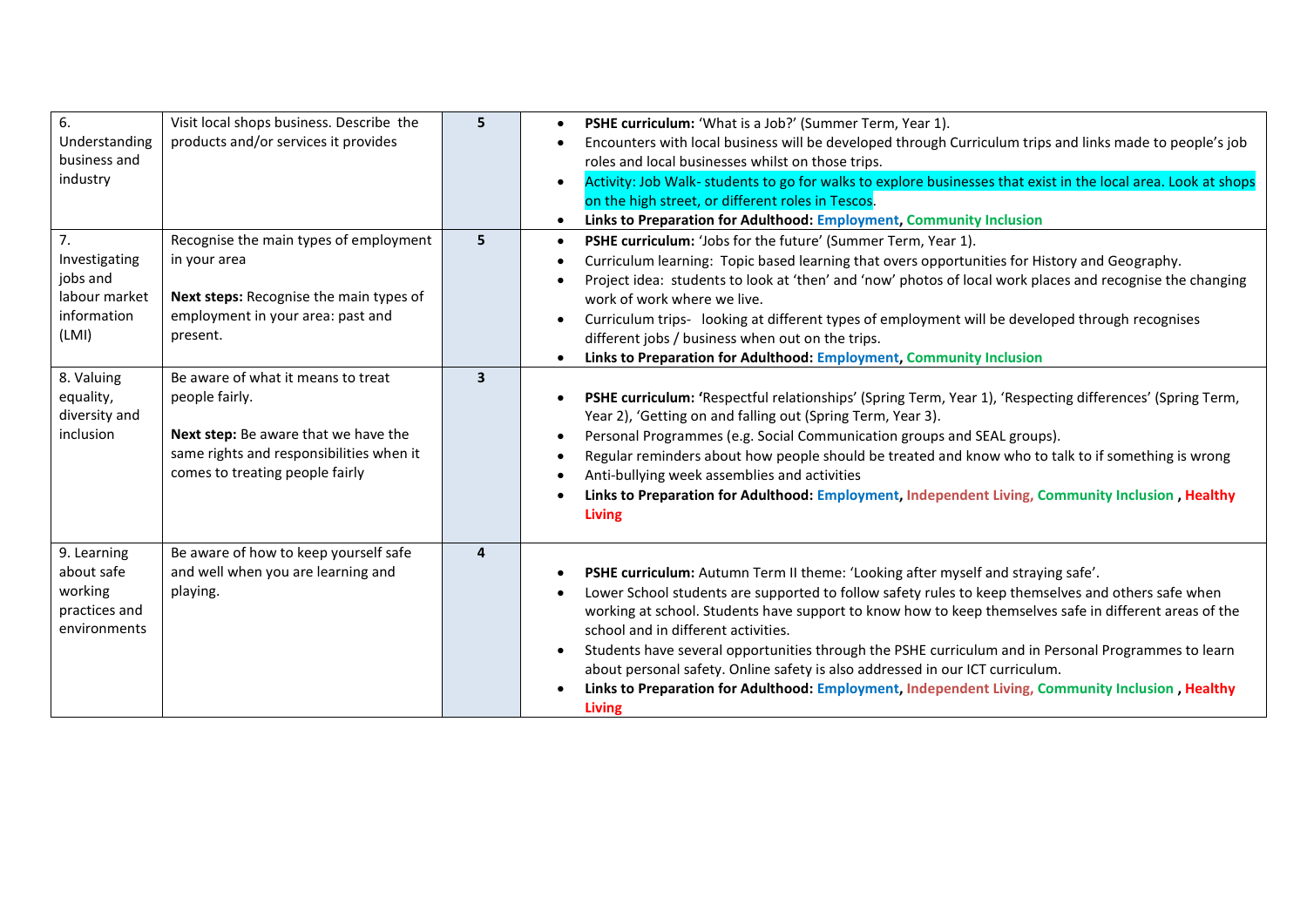| | | | |
|---|---|---|---|
| 6. Understanding business and industry | Visit local shops business. Describe the products and/or services it provides | **5** | • **PSHE curriculum:** 'What is a Job?' (Summer Term, Year 1).<br>• Encounters with local business will be developed through Curriculum trips and links made to people's job roles and local businesses whilst on those trips.<br>• Activity: Job Walk- students to go for walks to explore businesses that exist in the local area. Look at shops on the high street, or different roles in Tescos.<br>• **Links to Preparation for Adulthood: Employment, Community Inclusion** |
| 7. Investigating jobs and labour market information (LMI) | Recognise the main types of employment in your area<br><br>**Next steps:** Recognise the main types of employment in your area: past and present. | **5** | • **PSHE curriculum:** 'Jobs for the future' (Summer Term, Year 1).<br>• Curriculum learning: Topic based learning that overs opportunities for History and Geography.<br>• Project idea: students to look at 'then' and 'now' photos of local work places and recognise the changing work of work where we live.<br>• Curriculum trips- looking at different types of employment will be developed through recognises different jobs / business when out on the trips.<br>• **Links to Preparation for Adulthood: Employment, Community Inclusion** |
| 8. Valuing equality, diversity and inclusion | Be aware of what it means to treat people fairly.<br><br>**Next step:** Be aware that we have the same rights and responsibilities when it comes to treating people fairly | **3** | • **PSHE curriculum: '**Respectful relationships' (Spring Term, Year 1), 'Respecting differences' (Spring Term, Year 2), 'Getting on and falling out (Spring Term, Year 3).<br>• Personal Programmes (e.g. Social Communication groups and SEAL groups).<br>• Regular reminders about how people should be treated and know who to talk to if something is wrong<br>• Anti-bullying week assemblies and activities<br>• **Links to Preparation for Adulthood: Employment, Independent Living, Community Inclusion , Healthy Living** |
| 9. Learning about safe working practices and environments | Be aware of how to keep yourself safe and well when you are learning and playing. | **4** | • **PSHE curriculum:** Autumn Term II theme: 'Looking after myself and straying safe'.<br>• Lower School students are supported to follow safety rules to keep themselves and others safe when working at school. Students have support to know how to keep themselves safe in different areas of the school and in different activities.<br>• Students have several opportunities through the PSHE curriculum and in Personal Programmes to learn about personal safety. Online safety is also addressed in our ICT curriculum.<br>• **Links to Preparation for Adulthood: Employment, Independent Living, Community Inclusion , Healthy Living** |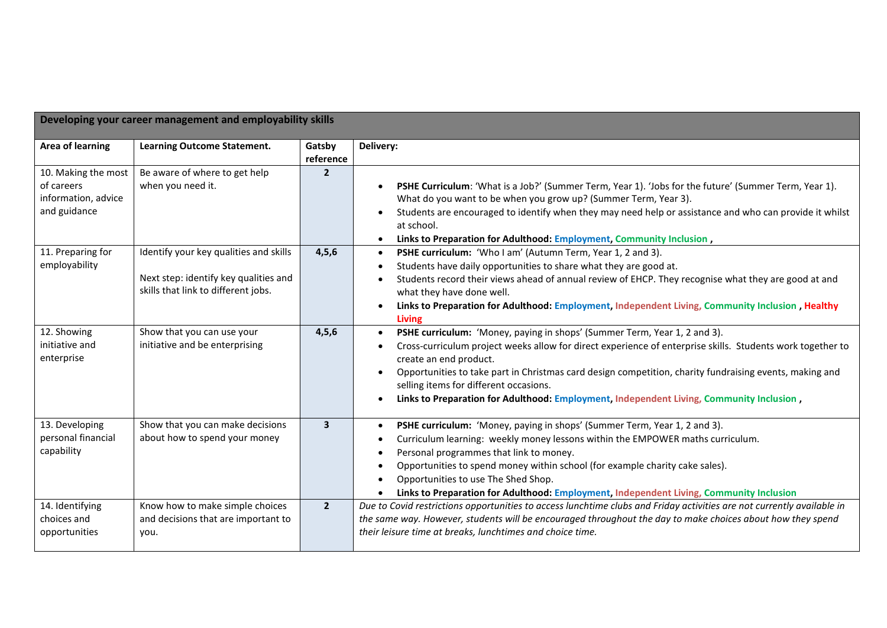| Developing your career management and employability skills | | | |
|---|---|---|---|
| **Area of learning** | **Learning Outcome Statement.** | **Gatsby reference** | **Delivery:** |
| 10. Making the most of careers information, advice and guidance | Be aware of where to get help when you need it. | **2** | • **PSHE Curriculum**: 'What is a Job?' (Summer Term, Year 1). 'Jobs for the future' (Summer Term, Year 1). What do you want to be when you grow up? (Summer Term, Year 3).<br>• Students are encouraged to identify when they may need help or assistance and who can provide it whilst at school.<br>• **Links to Preparation for Adulthood: Employment, Community Inclusion ,** |
| 11. Preparing for employability | Identify your key qualities and skills<br><br>Next step: identify key qualities and skills that link to different jobs. | **4,5,6** | • **PSHE curriculum:** 'Who I am' (Autumn Term, Year 1, 2 and 3).<br>• Students have daily opportunities to share what they are good at.<br>• Students record their views ahead of annual review of EHCP. They recognise what they are good at and what they have done well.<br>• **Links to Preparation for Adulthood: Employment, Independent Living, Community Inclusion , Healthy Living** |
| 12. Showing initiative and enterprise | Show that you can use your initiative and be enterprising | **4,5,6** | • **PSHE curriculum:** 'Money, paying in shops' (Summer Term, Year 1, 2 and 3).<br>• Cross-curriculum project weeks allow for direct experience of enterprise skills. Students work together to create an end product.<br>• Opportunities to take part in Christmas card design competition, charity fundraising events, making and selling items for different occasions.<br>• **Links to Preparation for Adulthood: Employment, Independent Living, Community Inclusion ,** |
| 13. Developing personal financial capability | Show that you can make decisions about how to spend your money | **3** | • **PSHE curriculum:** 'Money, paying in shops' (Summer Term, Year 1, 2 and 3).<br>• Curriculum learning: weekly money lessons within the EMPOWER maths curriculum.<br>• Personal programmes that link to money.<br>• Opportunities to spend money within school (for example charity cake sales).<br>• Opportunities to use The Shed Shop.<br>• **Links to Preparation for Adulthood: Employment, Independent Living, Community Inclusion** |
| 14. Identifying choices and opportunities | Know how to make simple choices and decisions that are important to you. | **2** | *Due to Covid restrictions opportunities to access lunchtime clubs and Friday activities are not currently available in the same way. However, students will be encouraged throughout the day to make choices about how they spend their leisure time at breaks, lunchtimes and choice time.* |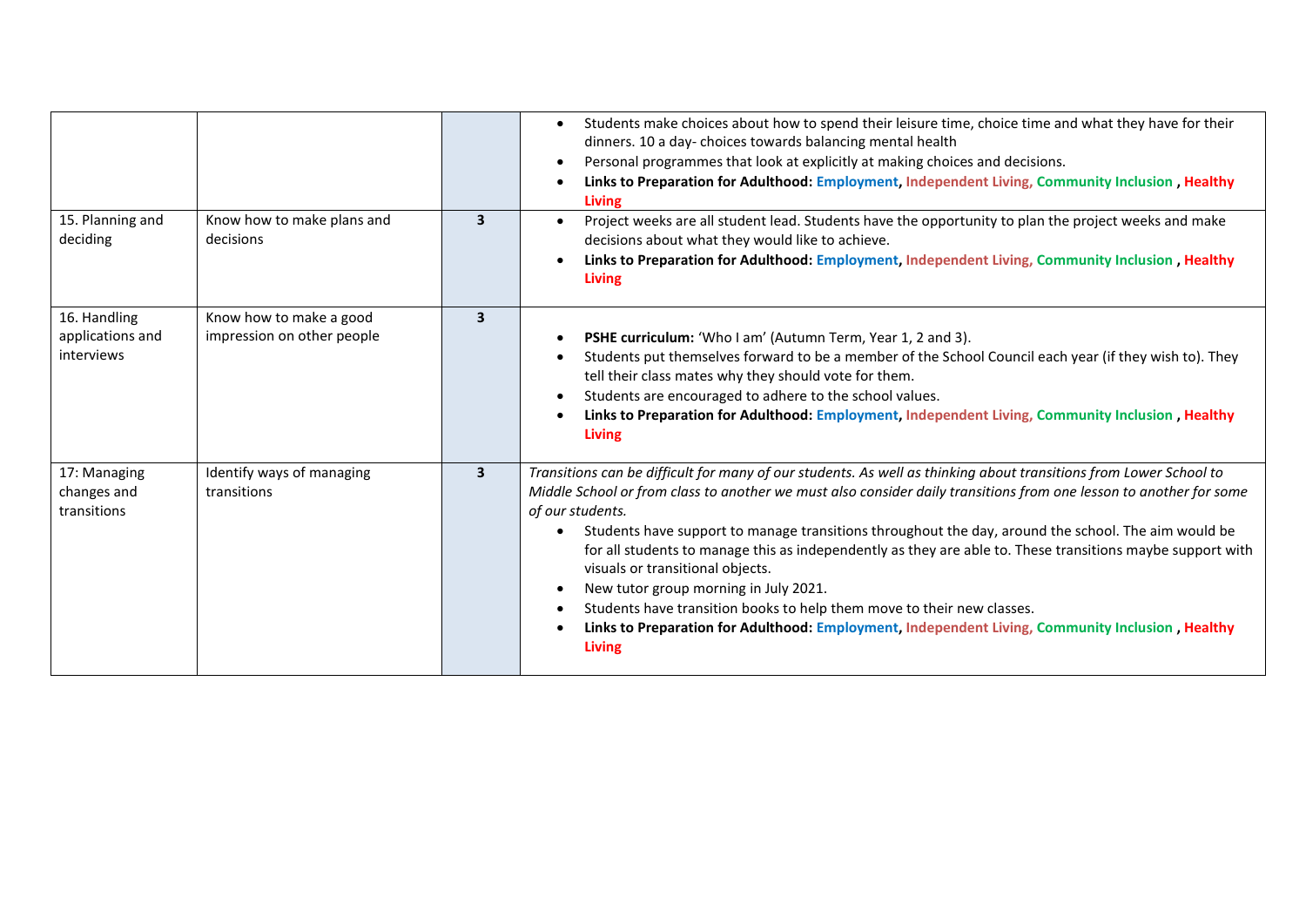| | | | |
|---|---|---|---|
| | | | • Students make choices about how to spend their leisure time, choice time and what they have for their dinners. 10 a day- choices towards balancing mental health<br>• Personal programmes that look at explicitly at making choices and decisions.<br>• **Links to Preparation for Adulthood: Employment, Independent Living, Community Inclusion , Healthy Living** |
| 15. Planning and deciding | Know how to make plans and decisions | **3** | • Project weeks are all student lead. Students have the opportunity to plan the project weeks and make decisions about what they would like to achieve.<br>• **Links to Preparation for Adulthood: Employment, Independent Living, Community Inclusion , Healthy Living** |
| 16. Handling applications and interviews | Know how to make a good impression on other people | **3** | • **PSHE curriculum:** 'Who I am' (Autumn Term, Year 1, 2 and 3).<br>• Students put themselves forward to be a member of the School Council each year (if they wish to). They tell their class mates why they should vote for them.<br>• Students are encouraged to adhere to the school values.<br>• **Links to Preparation for Adulthood: Employment, Independent Living, Community Inclusion , Healthy Living** |
| 17: Managing changes and transitions | Identify ways of managing transitions | **3** | *Transitions can be difficult for many of our students. As well as thinking about transitions from Lower School to Middle School or from class to another we must also consider daily transitions from one lesson to another for some of our students.*<br>• Students have support to manage transitions throughout the day, around the school. The aim would be for all students to manage this as independently as they are able to. These transitions maybe support with visuals or transitional objects.<br>• New tutor group morning in July 2021.<br>• Students have transition books to help them move to their new classes.<br>• **Links to Preparation for Adulthood: Employment, Independent Living, Community Inclusion , Healthy Living** |